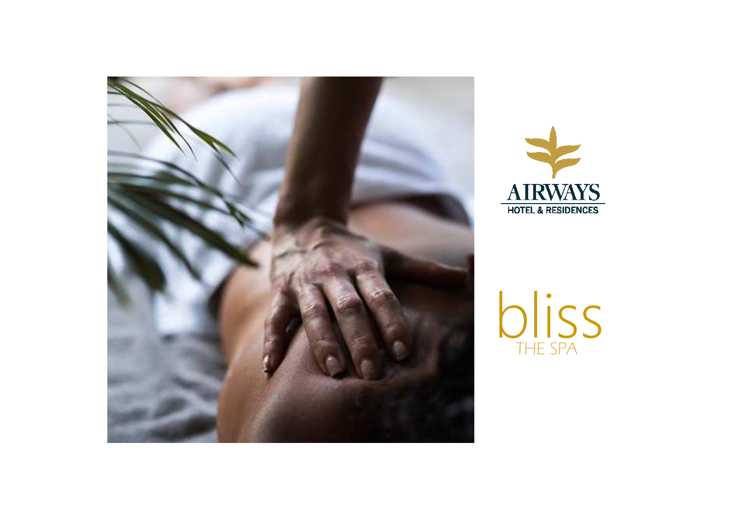AIRWAYS

HOTEL & RESIDENCES

bliss

THE SPA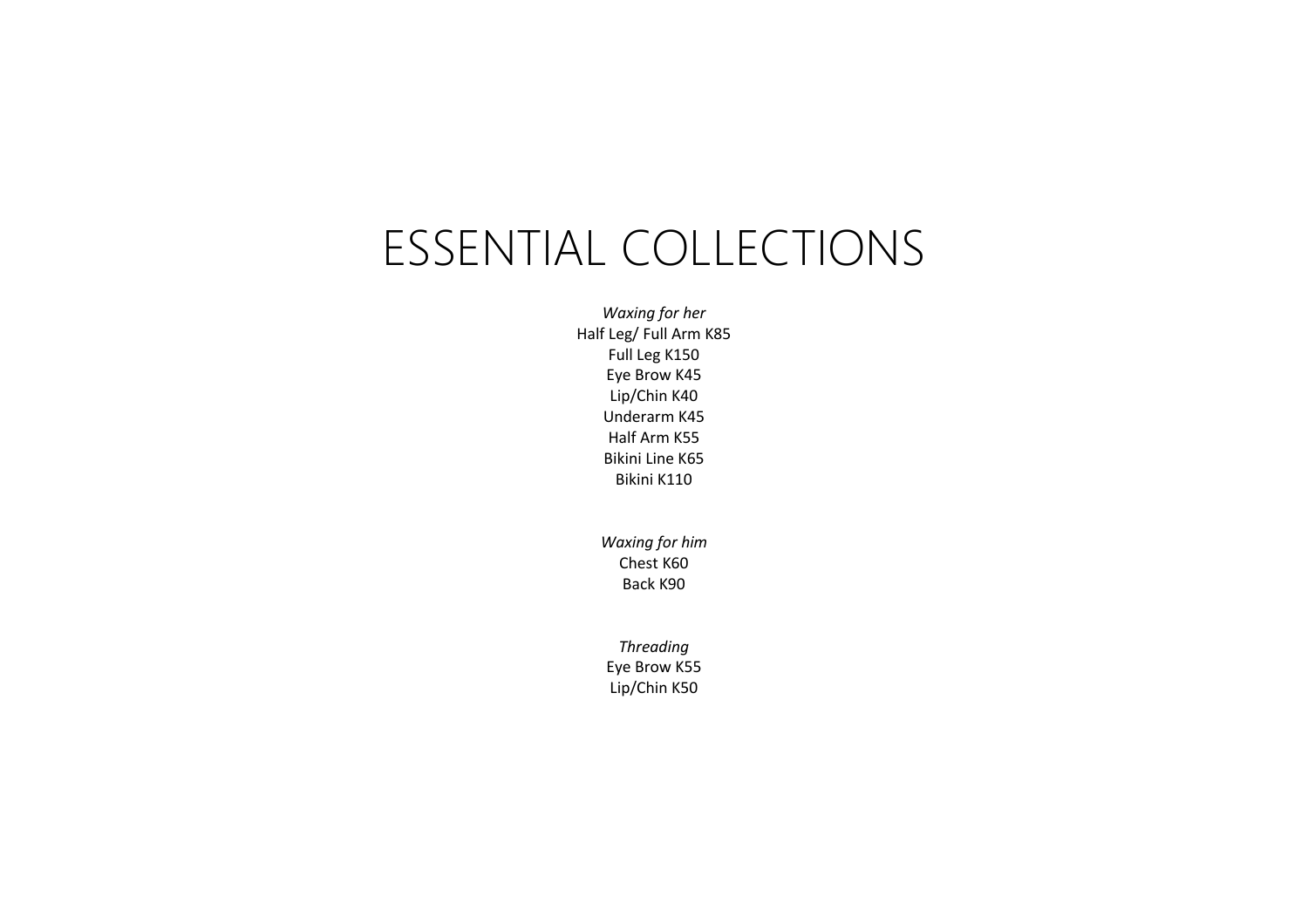# ESSENTIAL COLLECTIONS

*Waxing for her*

Half Leg/ Full Arm K85
Full Leg K150
Eye Brow K45
Lip/Chin K40
Underarm K45
Half Arm K55
Bikini Line K65
Bikini K110

*Waxing for him*

Chest K60
Back K90

*Threading*

Eye Brow K55
Lip/Chin K50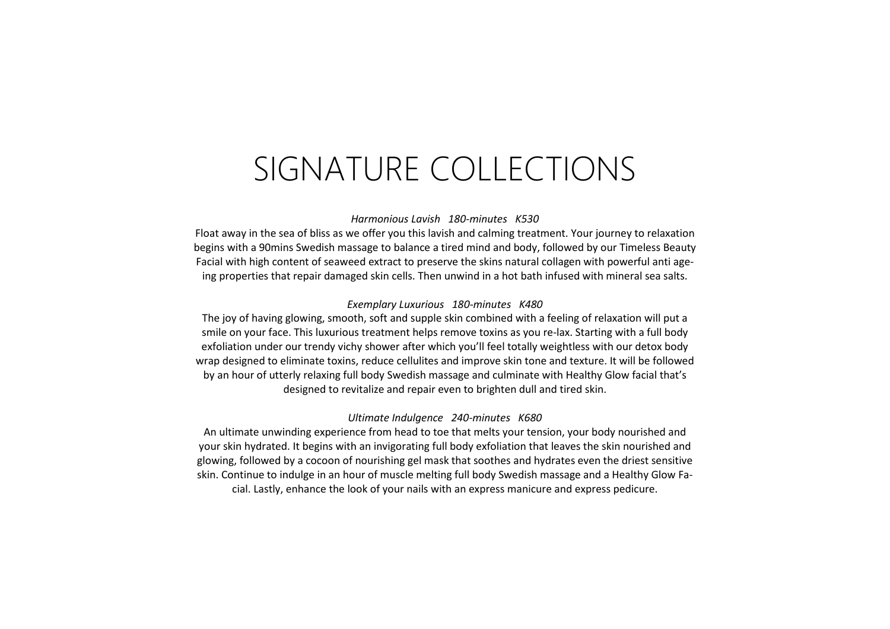# SIGNATURE COLLECTIONS

*Harmonious Lavish 180-minutes K530*

Float away in the sea of bliss as we offer you this lavish and calming treatment. Your journey to relaxation begins with a 90mins Swedish massage to balance a tired mind and body, followed by our Timeless Beauty Facial with high content of seaweed extract to preserve the skins natural collagen with powerful anti ageing properties that repair damaged skin cells. Then unwind in a hot bath infused with mineral sea salts.

*Exemplary Luxurious 180-minutes K480*

The joy of having glowing, smooth, soft and supple skin combined with a feeling of relaxation will put a smile on your face. This luxurious treatment helps remove toxins as you re-lax. Starting with a full body exfoliation under our trendy vichy shower after which you'll feel totally weightless with our detox body wrap designed to eliminate toxins, reduce cellulites and improve skin tone and texture. It will be followed by an hour of utterly relaxing full body Swedish massage and culminate with Healthy Glow facial that's designed to revitalize and repair even to brighten dull and tired skin.

*Ultimate Indulgence 240-minutes K680*

An ultimate unwinding experience from head to toe that melts your tension, your body nourished and your skin hydrated. It begins with an invigorating full body exfoliation that leaves the skin nourished and glowing, followed by a cocoon of nourishing gel mask that soothes and hydrates even the driest sensitive skin. Continue to indulge in an hour of muscle melting full body Swedish massage and a Healthy Glow Facial. Lastly, enhance the look of your nails with an express manicure and express pedicure.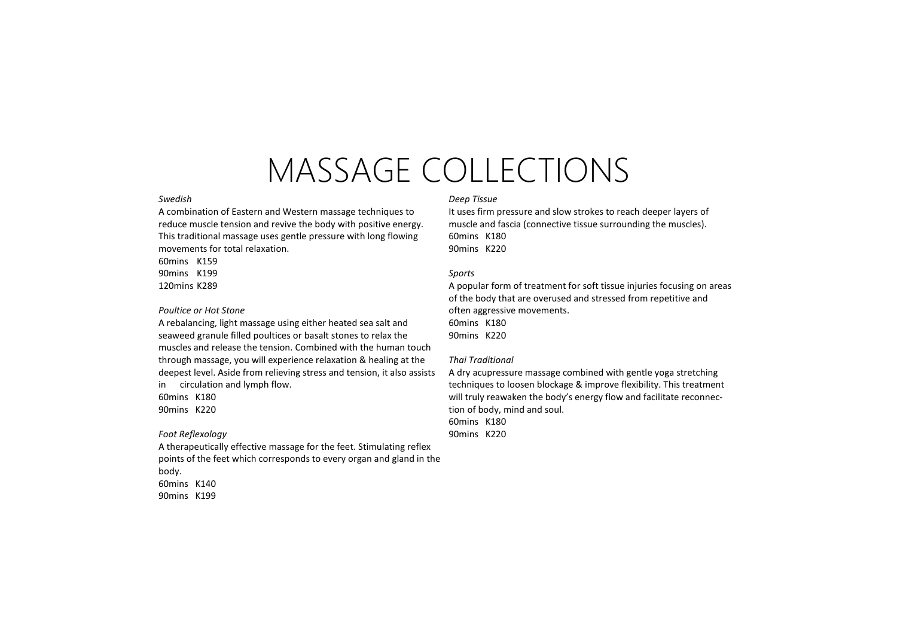# MASSAGE COLLECTIONS

*Swedish*

A combination of Eastern and Western massage techniques to reduce muscle tension and revive the body with positive energy. This traditional massage uses gentle pressure with long flowing movements for total relaxation.

60mins K159
90mins K199
120mins K289

*Poultice or Hot Stone*

A rebalancing, light massage using either heated sea salt and seaweed granule filled poultices or basalt stones to relax the muscles and release the tension. Combined with the human touch through massage, you will experience relaxation & healing at the deepest level. Aside from relieving stress and tension, it also assists in circulation and lymph flow.

60mins K180
90mins K220

*Foot Reflexology*

A therapeutically effective massage for the feet. Stimulating reflex points of the feet which corresponds to every organ and gland in the body.

60mins K140
90mins K199

*Deep Tissue*

It uses firm pressure and slow strokes to reach deeper layers of muscle and fascia (connective tissue surrounding the muscles).

60mins K180
90mins K220

*Sports*

A popular form of treatment for soft tissue injuries focusing on areas of the body that are overused and stressed from repetitive and often aggressive movements.

60mins K180
90mins K220

*Thai Traditional*

A dry acupressure massage combined with gentle yoga stretching techniques to loosen blockage & improve flexibility. This treatment will truly reawaken the body's energy flow and facilitate reconnection of body, mind and soul.

60mins K180
90mins K220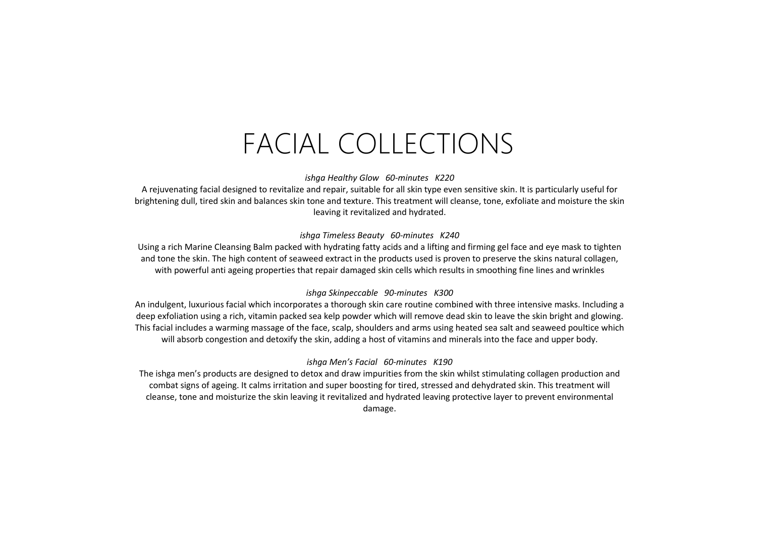# FACIAL COLLECTIONS

*ishga Healthy Glow   60-minutes   K220*

A rejuvenating facial designed to revitalize and repair, suitable for all skin type even sensitive skin. It is particularly useful for brightening dull, tired skin and balances skin tone and texture. This treatment will cleanse, tone, exfoliate and moisture the skin leaving it revitalized and hydrated.

*ishga Timeless Beauty   60-minutes   K240*

Using a rich Marine Cleansing Balm packed with hydrating fatty acids and a lifting and firming gel face and eye mask to tighten and tone the skin. The high content of seaweed extract in the products used is proven to preserve the skins natural collagen, with powerful anti ageing properties that repair damaged skin cells which results in smoothing fine lines and wrinkles

*ishga Skinpeccable   90-minutes   K300*

An indulgent, luxurious facial which incorporates a thorough skin care routine combined with three intensive masks. Including a deep exfoliation using a rich, vitamin packed sea kelp powder which will remove dead skin to leave the skin bright and glowing. This facial includes a warming massage of the face, scalp, shoulders and arms using heated sea salt and seaweed poultice which will absorb congestion and detoxify the skin, adding a host of vitamins and minerals into the face and upper body.

*ishga Men's Facial   60-minutes   K190*

The ishga men's products are designed to detox and draw impurities from the skin whilst stimulating collagen production and combat signs of ageing. It calms irritation and super boosting for tired, stressed and dehydrated skin. This treatment will cleanse, tone and moisturize the skin leaving it revitalized and hydrated leaving protective layer to prevent environmental damage.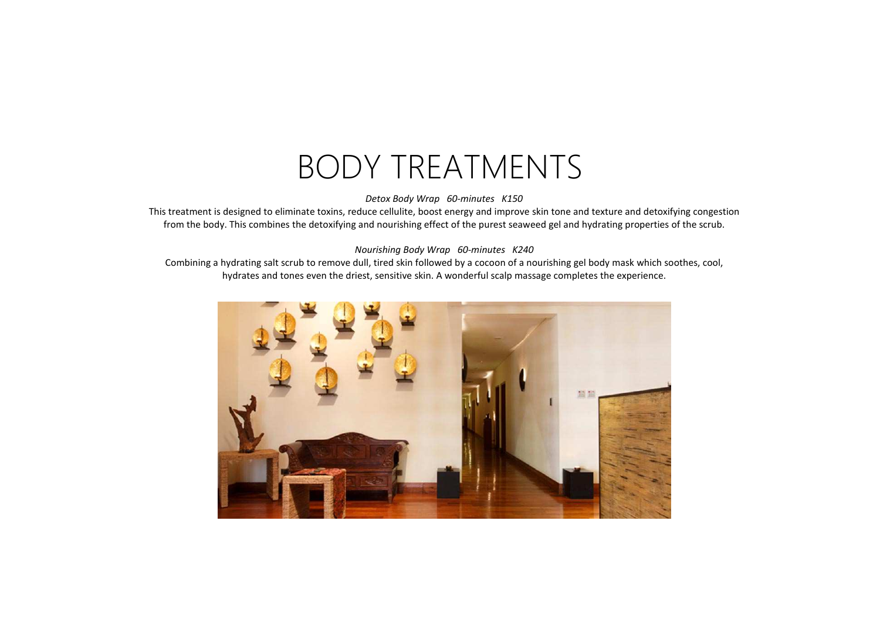# BODY TREATMENTS

*Detox Body Wrap   60-minutes   K150*

This treatment is designed to eliminate toxins, reduce cellulite, boost energy and improve skin tone and texture and detoxifying congestion from the body. This combines the detoxifying and nourishing effect of the purest seaweed gel and hydrating properties of the scrub.

*Nourishing Body Wrap   60-minutes   K240*

Combining a hydrating salt scrub to remove dull, tired skin followed by a cocoon of a nourishing gel body mask which soothes, cool, hydrates and tones even the driest, sensitive skin. A wonderful scalp massage completes the experience.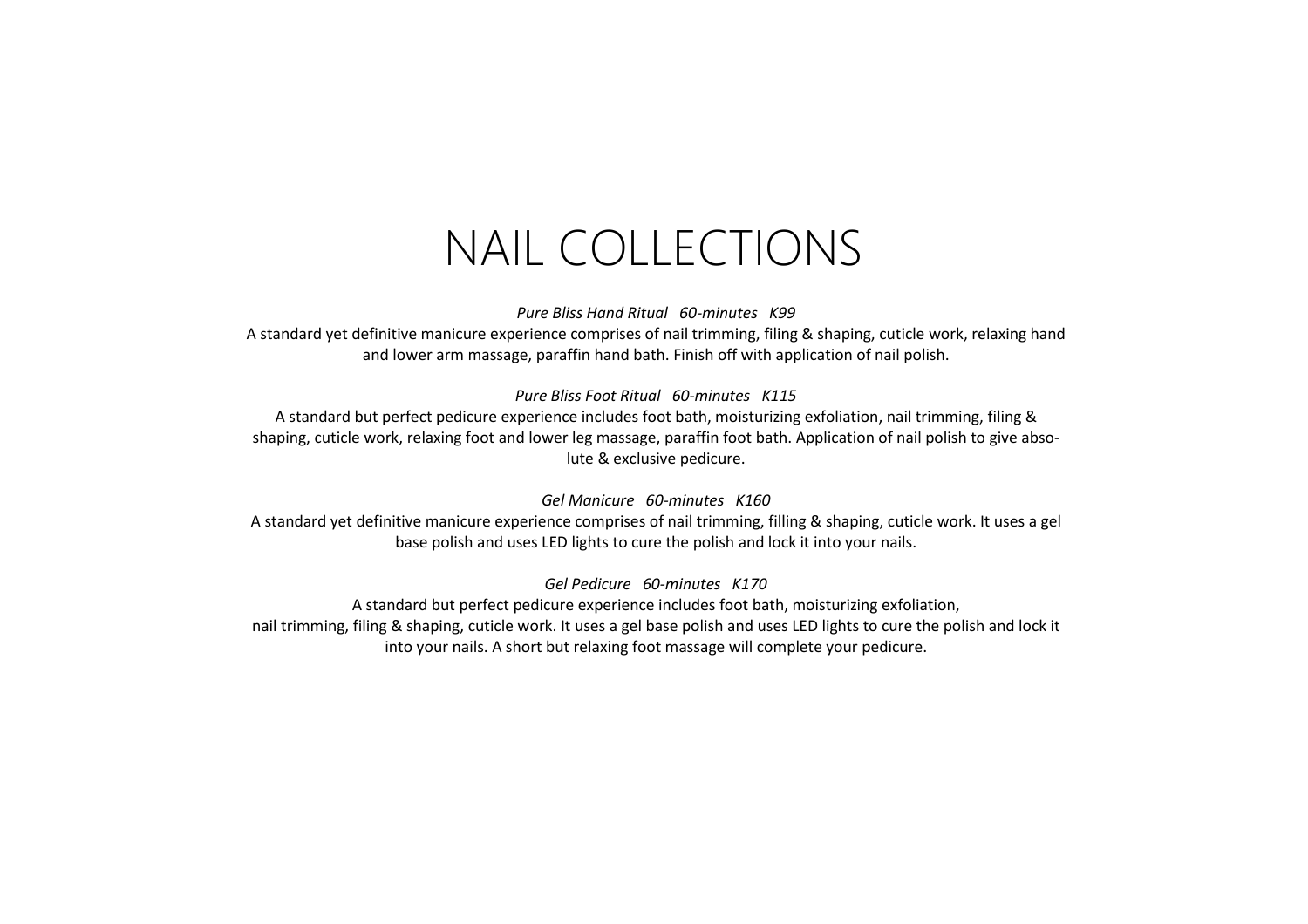# NAIL COLLECTIONS

*Pure Bliss Hand Ritual   60-minutes   K99*

A standard yet definitive manicure experience comprises of nail trimming, filing & shaping, cuticle work, relaxing hand and lower arm massage, paraffin hand bath. Finish off with application of nail polish.

*Pure Bliss Foot Ritual   60-minutes   K115*

A standard but perfect pedicure experience includes foot bath, moisturizing exfoliation, nail trimming, filing & shaping, cuticle work, relaxing foot and lower leg massage, paraffin foot bath. Application of nail polish to give absolute & exclusive pedicure.

*Gel Manicure   60-minutes   K160*

A standard yet definitive manicure experience comprises of nail trimming, filling & shaping, cuticle work. It uses a gel base polish and uses LED lights to cure the polish and lock it into your nails.

*Gel Pedicure   60-minutes   K170*

A standard but perfect pedicure experience includes foot bath, moisturizing exfoliation, nail trimming, filing & shaping, cuticle work. It uses a gel base polish and uses LED lights to cure the polish and lock it into your nails. A short but relaxing foot massage will complete your pedicure.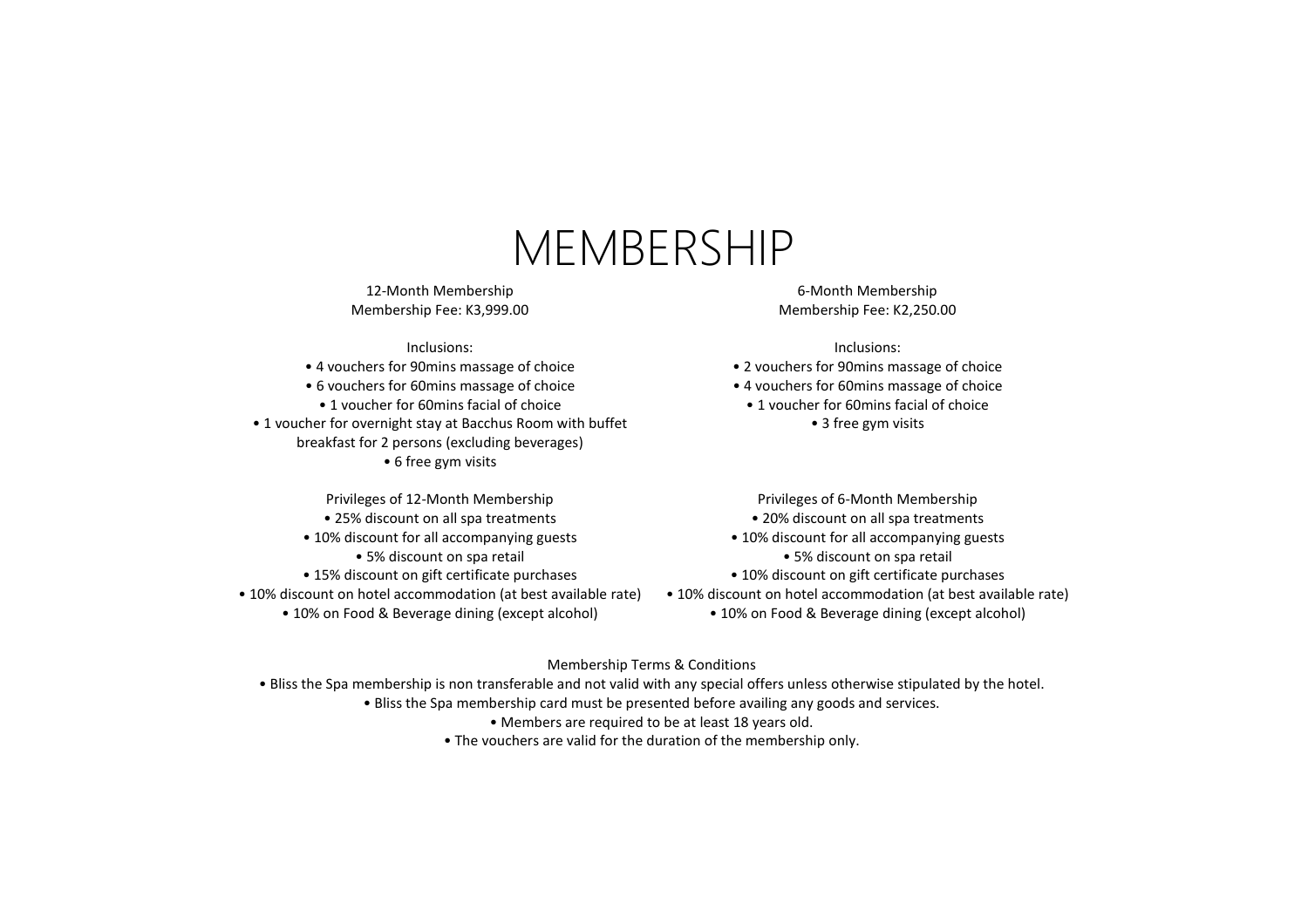# MEMBERSHIP

## 12-Month Membership

Membership Fee: K3,999.00

Inclusions:

- 4 vouchers for 90mins massage of choice
- 6 vouchers for 60mins massage of choice
- 1 voucher for 60mins facial of choice
- 1 voucher for overnight stay at Bacchus Room with buffet breakfast for 2 persons (excluding beverages)
- 6 free gym visits

Privileges of 12-Month Membership

- 25% discount on all spa treatments
- 10% discount for all accompanying guests
- 5% discount on spa retail
- 15% discount on gift certificate purchases
- 10% discount on hotel accommodation (at best available rate)
- 10% on Food & Beverage dining (except alcohol)

## 6-Month Membership

Membership Fee: K2,250.00

Inclusions:

- 2 vouchers for 90mins massage of choice
- 4 vouchers for 60mins massage of choice
- 1 voucher for 60mins facial of choice
- 3 free gym visits

Privileges of 6-Month Membership

- 20% discount on all spa treatments
- 10% discount for all accompanying guests
- 5% discount on spa retail
- 10% discount on gift certificate purchases
- 10% discount on hotel accommodation (at best available rate)
- 10% on Food & Beverage dining (except alcohol)

## Membership Terms & Conditions

- Bliss the Spa membership is non transferable and not valid with any special offers unless otherwise stipulated by the hotel.
- Bliss the Spa membership card must be presented before availing any goods and services.
- Members are required to be at least 18 years old.
- The vouchers are valid for the duration of the membership only.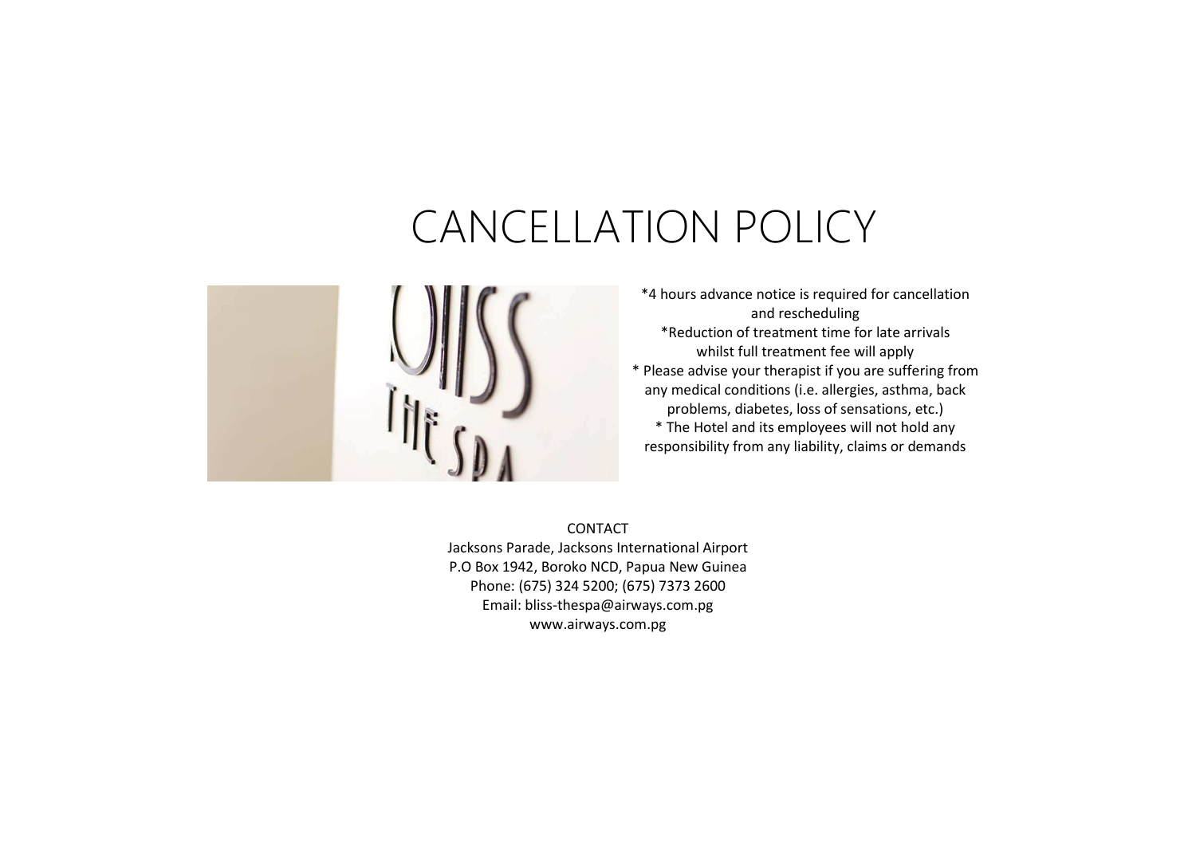# CANCELLATION POLICY

*4 hours advance notice is required for cancellation and rescheduling
*Reduction of treatment time for late arrivals whilst full treatment fee will apply
* Please advise your therapist if you are suffering from any medical conditions (i.e. allergies, asthma, back problems, diabetes, loss of sensations, etc.)
* The Hotel and its employees will not hold any responsibility from any liability, claims or demands

CONTACT
Jacksons Parade, Jacksons International Airport
P.O Box 1942, Boroko NCD, Papua New Guinea
Phone: (675) 324 5200; (675) 7373 2600
Email: bliss-thespa@airways.com.pg
www.airways.com.pg